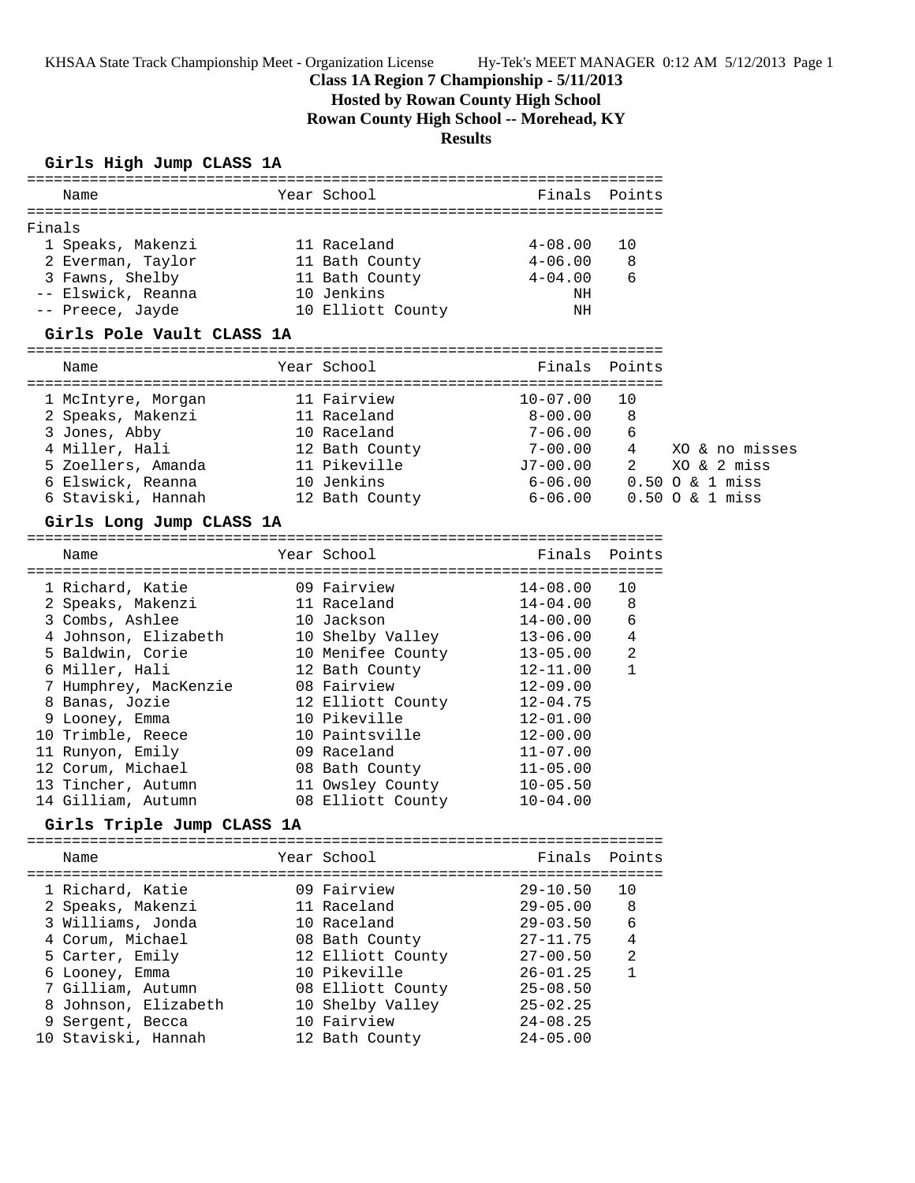KHSAA State Track Championship Meet - Organization License Hy-Tek's MEET MANAGER 0:12 AM 5/12/2013 Page 1

# Class 1A Region 7 Championship - 5/11/2013

## Hosted by Rowan County High School

## Rowan County High School -- Morehead, KY

## Results

### Girls High Jump CLASS 1A

Finals

| Place | Name | Year | School | Finals | Points |
|---|---|---|---|---|---|
| 1 | Speaks, Makenzi | 11 | Raceland | 4-08.00 | 10 |
| 2 | Everman, Taylor | 11 | Bath County | 4-06.00 | 8 |
| 3 | Fawns, Shelby | 11 | Bath County | 4-04.00 | 6 |
| -- | Elswick, Reanna | 10 | Jenkins | NH | |
| -- | Preece, Jayde | 10 | Elliott County | NH | |

### Girls Pole Vault CLASS 1A

| Place | Name | Year | School | Finals | Points | |
|---|---|---|---|---|---|---|
| 1 | McIntyre, Morgan | 11 | Fairview | 10-07.00 | 10 | |
| 2 | Speaks, Makenzi | 11 | Raceland | 8-00.00 | 8 | |
| 3 | Jones, Abby | 10 | Raceland | 7-06.00 | 6 | |
| 4 | Miller, Hali | 12 | Bath County | 7-00.00 | 4 | XO & no misses |
| 5 | Zoellers, Amanda | 11 | Pikeville | J7-00.00 | 2 | XO & 2 miss |
| 6 | Elswick, Reanna | 10 | Jenkins | 6-06.00 | 0.50 | O & 1 miss |
| 6 | Staviski, Hannah | 12 | Bath County | 6-06.00 | 0.50 | O & 1 miss |

### Girls Long Jump CLASS 1A

| Place | Name | Year | School | Finals | Points |
|---|---|---|---|---|---|
| 1 | Richard, Katie | 09 | Fairview | 14-08.00 | 10 |
| 2 | Speaks, Makenzi | 11 | Raceland | 14-04.00 | 8 |
| 3 | Combs, Ashlee | 10 | Jackson | 14-00.00 | 6 |
| 4 | Johnson, Elizabeth | 10 | Shelby Valley | 13-06.00 | 4 |
| 5 | Baldwin, Corie | 10 | Menifee County | 13-05.00 | 2 |
| 6 | Miller, Hali | 12 | Bath County | 12-11.00 | 1 |
| 7 | Humphrey, MacKenzie | 08 | Fairview | 12-09.00 | |
| 8 | Banas, Jozie | 12 | Elliott County | 12-04.75 | |
| 9 | Looney, Emma | 10 | Pikeville | 12-01.00 | |
| 10 | Trimble, Reece | 10 | Paintsville | 12-00.00 | |
| 11 | Runyon, Emily | 09 | Raceland | 11-07.00 | |
| 12 | Corum, Michael | 08 | Bath County | 11-05.00 | |
| 13 | Tincher, Autumn | 11 | Owsley County | 10-05.50 | |
| 14 | Gilliam, Autumn | 08 | Elliott County | 10-04.00 | |

### Girls Triple Jump CLASS 1A

| Place | Name | Year | School | Finals | Points |
|---|---|---|---|---|---|
| 1 | Richard, Katie | 09 | Fairview | 29-10.50 | 10 |
| 2 | Speaks, Makenzi | 11 | Raceland | 29-05.00 | 8 |
| 3 | Williams, Jonda | 10 | Raceland | 29-03.50 | 6 |
| 4 | Corum, Michael | 08 | Bath County | 27-11.75 | 4 |
| 5 | Carter, Emily | 12 | Elliott County | 27-00.50 | 2 |
| 6 | Looney, Emma | 10 | Pikeville | 26-01.25 | 1 |
| 7 | Gilliam, Autumn | 08 | Elliott County | 25-08.50 | |
| 8 | Johnson, Elizabeth | 10 | Shelby Valley | 25-02.25 | |
| 9 | Sergent, Becca | 10 | Fairview | 24-08.25 | |
| 10 | Staviski, Hannah | 12 | Bath County | 24-05.00 | |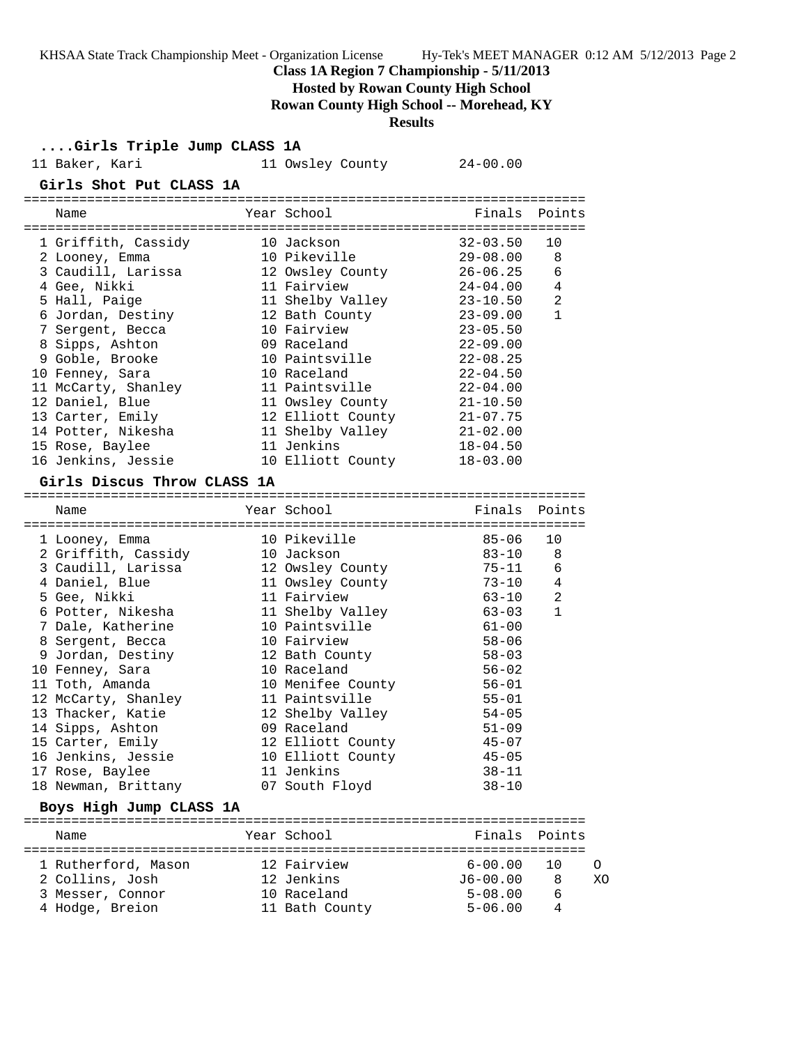**Class 1A Region 7 Championship - 5/11/2013**

**Hosted by Rowan County High School**

**Rowan County High School -- Morehead, KY**

**Results**

### ....Girls Triple Jump CLASS 1A

| | Name | Year | School | Finals |
|---|---|---|---|---|
| 11 | Baker, Kari | 11 | Owsley County | 24-00.00 |

### Girls Shot Put CLASS 1A

| | Name | Year | School | Finals | Points |
|---|---|---|---|---|---|
| 1 | Griffith, Cassidy | 10 | Jackson | 32-03.50 | 10 |
| 2 | Looney, Emma | 10 | Pikeville | 29-08.00 | 8 |
| 3 | Caudill, Larissa | 12 | Owsley County | 26-06.25 | 6 |
| 4 | Gee, Nikki | 11 | Fairview | 24-04.00 | 4 |
| 5 | Hall, Paige | 11 | Shelby Valley | 23-10.50 | 2 |
| 6 | Jordan, Destiny | 12 | Bath County | 23-09.00 | 1 |
| 7 | Sergent, Becca | 10 | Fairview | 23-05.50 | |
| 8 | Sipps, Ashton | 09 | Raceland | 22-09.00 | |
| 9 | Goble, Brooke | 10 | Paintsville | 22-08.25 | |
| 10 | Fenney, Sara | 10 | Raceland | 22-04.50 | |
| 11 | McCarty, Shanley | 11 | Paintsville | 22-04.00 | |
| 12 | Daniel, Blue | 11 | Owsley County | 21-10.50 | |
| 13 | Carter, Emily | 12 | Elliott County | 21-07.75 | |
| 14 | Potter, Nikesha | 11 | Shelby Valley | 21-02.00 | |
| 15 | Rose, Baylee | 11 | Jenkins | 18-04.50 | |
| 16 | Jenkins, Jessie | 10 | Elliott County | 18-03.00 | |

### Girls Discus Throw CLASS 1A

| | Name | Year | School | Finals | Points |
|---|---|---|---|---|---|
| 1 | Looney, Emma | 10 | Pikeville | 85-06 | 10 |
| 2 | Griffith, Cassidy | 10 | Jackson | 83-10 | 8 |
| 3 | Caudill, Larissa | 12 | Owsley County | 75-11 | 6 |
| 4 | Daniel, Blue | 11 | Owsley County | 73-10 | 4 |
| 5 | Gee, Nikki | 11 | Fairview | 63-10 | 2 |
| 6 | Potter, Nikesha | 11 | Shelby Valley | 63-03 | 1 |
| 7 | Dale, Katherine | 10 | Paintsville | 61-00 | |
| 8 | Sergent, Becca | 10 | Fairview | 58-06 | |
| 9 | Jordan, Destiny | 12 | Bath County | 58-03 | |
| 10 | Fenney, Sara | 10 | Raceland | 56-02 | |
| 11 | Toth, Amanda | 10 | Menifee County | 56-01 | |
| 12 | McCarty, Shanley | 11 | Paintsville | 55-01 | |
| 13 | Thacker, Katie | 12 | Shelby Valley | 54-05 | |
| 14 | Sipps, Ashton | 09 | Raceland | 51-09 | |
| 15 | Carter, Emily | 12 | Elliott County | 45-07 | |
| 16 | Jenkins, Jessie | 10 | Elliott County | 45-05 | |
| 17 | Rose, Baylee | 11 | Jenkins | 38-11 | |
| 18 | Newman, Brittany | 07 | South Floyd | 38-10 | |

### Boys High Jump CLASS 1A

| | Name | Year | School | Finals | Points | |
|---|---|---|---|---|---|---|
| 1 | Rutherford, Mason | 12 | Fairview | 6-00.00 | 10 | O |
| 2 | Collins, Josh | 12 | Jenkins | J6-00.00 | 8 | XO |
| 3 | Messer, Connor | 10 | Raceland | 5-08.00 | 6 | |
| 4 | Hodge, Breion | 11 | Bath County | 5-06.00 | 4 | |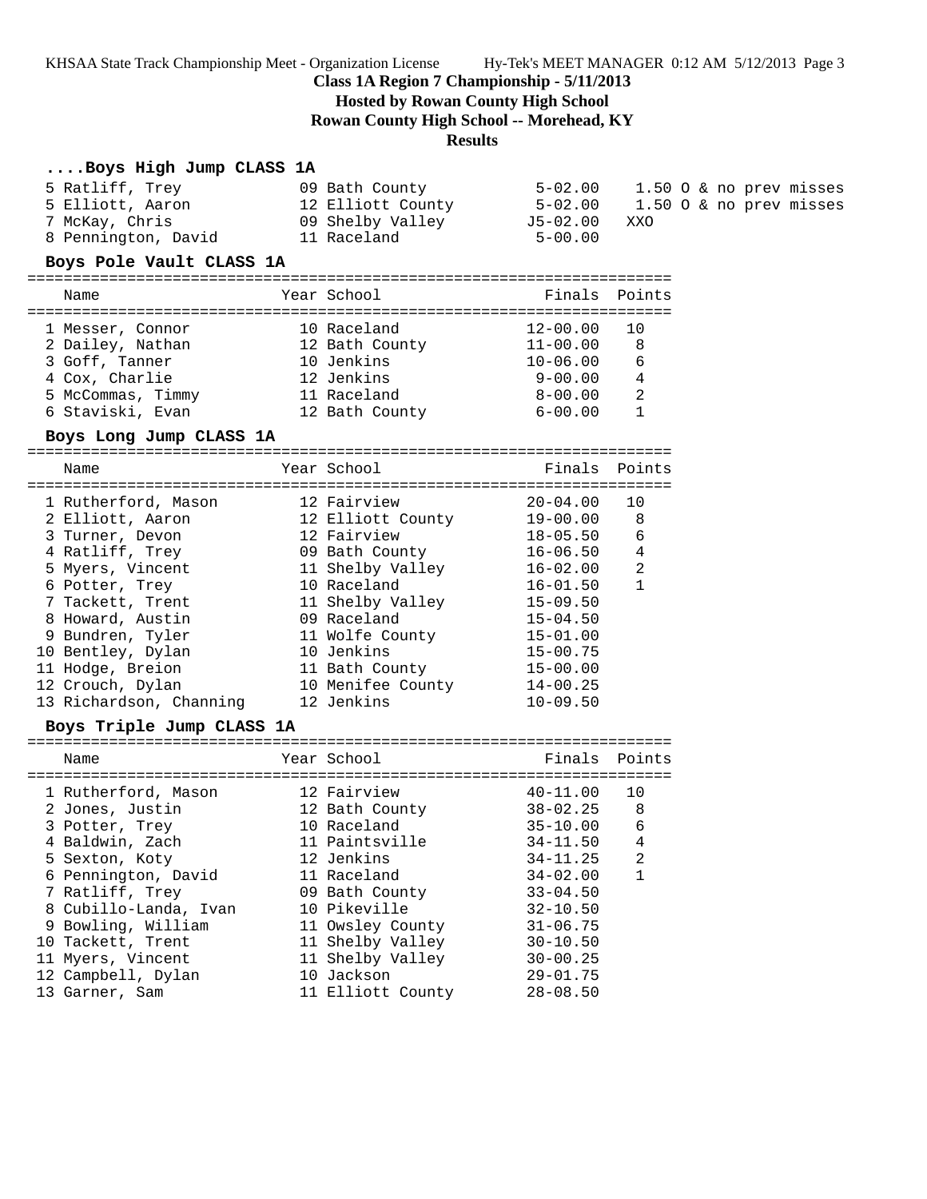## Class 1A Region 7 Championship - 5/11/2013

**Hosted by Rowan County High School**

**Rowan County High School -- Morehead, KY**

**Results**

### ....Boys High Jump CLASS 1A

| Place | Name | Year | School | Finals | Notes |
|---|---|---|---|---|---|
| 5 | Ratliff, Trey | 09 | Bath County | 5-02.00 | 1.50 O & no prev misses |
| 5 | Elliott, Aaron | 12 | Elliott County | 5-02.00 | 1.50 O & no prev misses |
| 7 | McKay, Chris | 09 | Shelby Valley | J5-02.00 | XXO |
| 8 | Pennington, David | 11 | Raceland | 5-00.00 | |

### Boys Pole Vault CLASS 1A

| Place | Name | Year | School | Finals | Points |
|---|---|---|---|---|---|
| 1 | Messer, Connor | 10 | Raceland | 12-00.00 | 10 |
| 2 | Dailey, Nathan | 12 | Bath County | 11-00.00 | 8 |
| 3 | Goff, Tanner | 10 | Jenkins | 10-06.00 | 6 |
| 4 | Cox, Charlie | 12 | Jenkins | 9-00.00 | 4 |
| 5 | McCommas, Timmy | 11 | Raceland | 8-00.00 | 2 |
| 6 | Staviski, Evan | 12 | Bath County | 6-00.00 | 1 |

### Boys Long Jump CLASS 1A

| Place | Name | Year | School | Finals | Points |
|---|---|---|---|---|---|
| 1 | Rutherford, Mason | 12 | Fairview | 20-04.00 | 10 |
| 2 | Elliott, Aaron | 12 | Elliott County | 19-00.00 | 8 |
| 3 | Turner, Devon | 12 | Fairview | 18-05.50 | 6 |
| 4 | Ratliff, Trey | 09 | Bath County | 16-06.50 | 4 |
| 5 | Myers, Vincent | 11 | Shelby Valley | 16-02.00 | 2 |
| 6 | Potter, Trey | 10 | Raceland | 16-01.50 | 1 |
| 7 | Tackett, Trent | 11 | Shelby Valley | 15-09.50 | |
| 8 | Howard, Austin | 09 | Raceland | 15-04.50 | |
| 9 | Bundren, Tyler | 11 | Wolfe County | 15-01.00 | |
| 10 | Bentley, Dylan | 10 | Jenkins | 15-00.75 | |
| 11 | Hodge, Breion | 11 | Bath County | 15-00.00 | |
| 12 | Crouch, Dylan | 10 | Menifee County | 14-00.25 | |
| 13 | Richardson, Channing | 12 | Jenkins | 10-09.50 | |

### Boys Triple Jump CLASS 1A

| Place | Name | Year | School | Finals | Points |
|---|---|---|---|---|---|
| 1 | Rutherford, Mason | 12 | Fairview | 40-11.00 | 10 |
| 2 | Jones, Justin | 12 | Bath County | 38-02.25 | 8 |
| 3 | Potter, Trey | 10 | Raceland | 35-10.00 | 6 |
| 4 | Baldwin, Zach | 11 | Paintsville | 34-11.50 | 4 |
| 5 | Sexton, Koty | 12 | Jenkins | 34-11.25 | 2 |
| 6 | Pennington, David | 11 | Raceland | 34-02.00 | 1 |
| 7 | Ratliff, Trey | 09 | Bath County | 33-04.50 | |
| 8 | Cubillo-Landa, Ivan | 10 | Pikeville | 32-10.50 | |
| 9 | Bowling, William | 11 | Owsley County | 31-06.75 | |
| 10 | Tackett, Trent | 11 | Shelby Valley | 30-10.50 | |
| 11 | Myers, Vincent | 11 | Shelby Valley | 30-00.25 | |
| 12 | Campbell, Dylan | 10 | Jackson | 29-01.75 | |
| 13 | Garner, Sam | 11 | Elliott County | 28-08.50 | |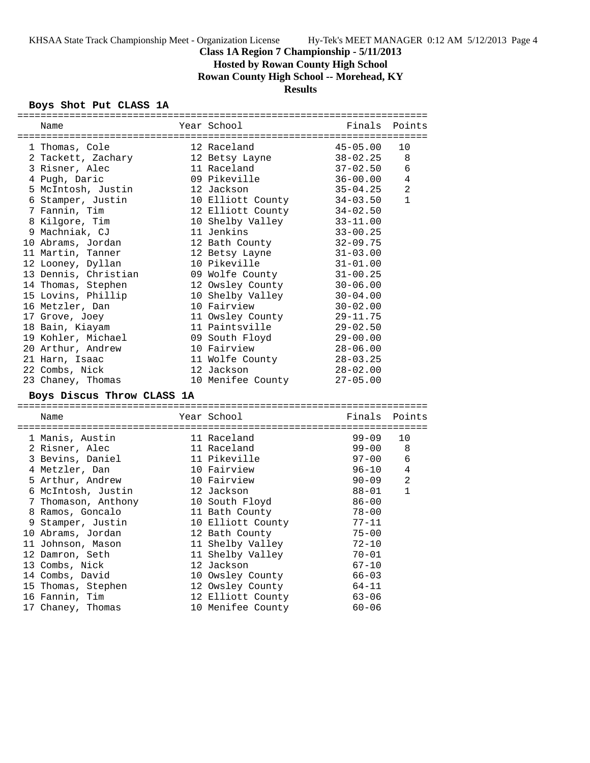**Class 1A Region 7 Championship - 5/11/2013**

**Hosted by Rowan County High School**

**Rowan County High School -- Morehead, KY**

**Results**

### Boys Shot Put CLASS 1A

| | Name | Year | School | Finals | Points |
|---|---|---|---|---|---|
| 1 | Thomas, Cole | 12 | Raceland | 45-05.00 | 10 |
| 2 | Tackett, Zachary | 12 | Betsy Layne | 38-02.25 | 8 |
| 3 | Risner, Alec | 11 | Raceland | 37-02.50 | 6 |
| 4 | Pugh, Daric | 09 | Pikeville | 36-00.00 | 4 |
| 5 | McIntosh, Justin | 12 | Jackson | 35-04.25 | 2 |
| 6 | Stamper, Justin | 10 | Elliott County | 34-03.50 | 1 |
| 7 | Fannin, Tim | 12 | Elliott County | 34-02.50 | |
| 8 | Kilgore, Tim | 10 | Shelby Valley | 33-11.00 | |
| 9 | Machniak, CJ | 11 | Jenkins | 33-00.25 | |
| 10 | Abrams, Jordan | 12 | Bath County | 32-09.75 | |
| 11 | Martin, Tanner | 12 | Betsy Layne | 31-03.00 | |
| 12 | Looney, Dyllan | 10 | Pikeville | 31-01.00 | |
| 13 | Dennis, Christian | 09 | Wolfe County | 31-00.25 | |
| 14 | Thomas, Stephen | 12 | Owsley County | 30-06.00 | |
| 15 | Lovins, Phillip | 10 | Shelby Valley | 30-04.00 | |
| 16 | Metzler, Dan | 10 | Fairview | 30-02.00 | |
| 17 | Grove, Joey | 11 | Owsley County | 29-11.75 | |
| 18 | Bain, Kiayam | 11 | Paintsville | 29-02.50 | |
| 19 | Kohler, Michael | 09 | South Floyd | 29-00.00 | |
| 20 | Arthur, Andrew | 10 | Fairview | 28-06.00 | |
| 21 | Harn, Isaac | 11 | Wolfe County | 28-03.25 | |
| 22 | Combs, Nick | 12 | Jackson | 28-02.00 | |
| 23 | Chaney, Thomas | 10 | Menifee County | 27-05.00 | |

### Boys Discus Throw CLASS 1A

| | Name | Year | School | Finals | Points |
|---|---|---|---|---|---|
| 1 | Manis, Austin | 11 | Raceland | 99-09 | 10 |
| 2 | Risner, Alec | 11 | Raceland | 99-00 | 8 |
| 3 | Bevins, Daniel | 11 | Pikeville | 97-00 | 6 |
| 4 | Metzler, Dan | 10 | Fairview | 96-10 | 4 |
| 5 | Arthur, Andrew | 10 | Fairview | 90-09 | 2 |
| 6 | McIntosh, Justin | 12 | Jackson | 88-01 | 1 |
| 7 | Thomason, Anthony | 10 | South Floyd | 86-00 | |
| 8 | Ramos, Goncalo | 11 | Bath County | 78-00 | |
| 9 | Stamper, Justin | 10 | Elliott County | 77-11 | |
| 10 | Abrams, Jordan | 12 | Bath County | 75-00 | |
| 11 | Johnson, Mason | 11 | Shelby Valley | 72-10 | |
| 12 | Damron, Seth | 11 | Shelby Valley | 70-01 | |
| 13 | Combs, Nick | 12 | Jackson | 67-10 | |
| 14 | Combs, David | 10 | Owsley County | 66-03 | |
| 15 | Thomas, Stephen | 12 | Owsley County | 64-11 | |
| 16 | Fannin, Tim | 12 | Elliott County | 63-06 | |
| 17 | Chaney, Thomas | 10 | Menifee County | 60-06 | |